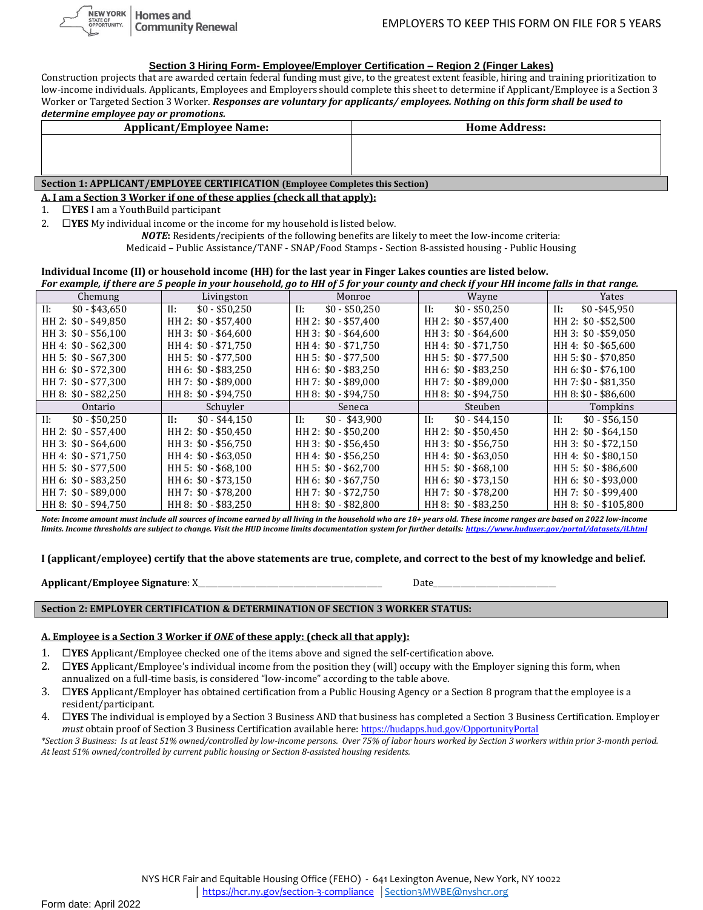EMPLOYERS TO KEEP THIS FORM ON FILE FOR 5 YEARS

## Section 3 Hiring Form- Employee/Employer Certification – Region 2 (Finger Lakes)

Construction projects that are awarded certain federal funding must give, to the greatest extent feasible, hiring and training prioritization to low-income individuals. Applicants, Employees and Employers should complete this sheet to determine if Applicant/Employee is a Section 3 Worker or Targeted Section 3 Worker. ***Responses are voluntary for applicants/ employees. Nothing on this form shall be used to determine employee pay or promotions.***

| Applicant/Employee Name: | Home Address: |
|---|---|
| | |

### Section 1: APPLICANT/EMPLOYEE CERTIFICATION (Employee Completes this Section)

**A. I am a Section 3 Worker if one of these applies (check all that apply):**

1. ☐**YES** I am a YouthBuild participant
2. ☐**YES** My individual income or the income for my household is listed below.

***NOTE*:** Residents/recipients of the following benefits are likely to meet the low-income criteria: Medicaid – Public Assistance/TANF - SNAP/Food Stamps - Section 8-assisted housing - Public Housing

**Individual Income (II) or household income (HH) for the last year in Finger Lakes counties are listed below.**
***For example, if there are 5 people in your household, go to HH of 5 for your county and check if your HH income falls in that range.***

| Chemung | Livingston | Monroe | Wayne | Yates |
|---|---|---|---|---|
| II: $0 - $43,650 | II: $0 - $50,250 | II: $0 - $50,250 | II: $0 - $50,250 | II: $0 -$45,950 |
| HH 2: $0 - $49,850 | HH 2: $0 - $57,400 | HH 2: $0 - $57,400 | HH 2: $0 - $57,400 | HH 2: $0 -$52,500 |
| HH 3: $0 - $56,100 | HH 3: $0 - $64,600 | HH 3: $0 - $64,600 | HH 3: $0 - $64,600 | HH 3: $0 -$59,050 |
| HH 4: $0 - $62,300 | HH 4: $0 - $71,750 | HH 4: $0 - $71,750 | HH 4: $0 - $71,750 | HH 4: $0 -$65,600 |
| HH 5: $0 - $67,300 | HH 5: $0 - $77,500 | HH 5: $0 - $77,500 | HH 5: $0 - $77,500 | HH 5: $0 - $70,850 |
| HH 6: $0 - $72,300 | HH 6: $0 - $83,250 | HH 6: $0 - $83,250 | HH 6: $0 - $83,250 | HH 6: $0 - $76,100 |
| HH 7: $0 - $77,300 | HH 7: $0 - $89,000 | HH 7: $0 - $89,000 | HH 7: $0 - $89,000 | HH 7: $0 - $81,350 |
| HH 8: $0 - $82,250 | HH 8: $0 - $94,750 | HH 8: $0 - $94,750 | HH 8: $0 - $94,750 | HH 8: $0 - $86,600 |
| **Ontario** | **Schuyler** | **Seneca** | **Steuben** | **Tompkins** |
| II: $0 - $50,250 | II: $0 - $44,150 | II: $0 - $43,900 | II: $0 - $44,150 | II: $0 - $56,150 |
| HH 2: $0 - $57,400 | HH 2: $0 - $50,450 | HH 2: $0 - $50,200 | HH 2: $0 - $50,450 | HH 2: $0 - $64,150 |
| HH 3: $0 - $64,600 | HH 3: $0 - $56,750 | HH 3: $0 - $56,450 | HH 3: $0 - $56,750 | HH 3: $0 - $72,150 |
| HH 4: $0 - $71,750 | HH 4: $0 - $63,050 | HH 4: $0 - $56,250 | HH 4: $0 - $63,050 | HH 4: $0 - $80,150 |
| HH 5: $0 - $77,500 | HH 5: $0 - $68,100 | HH 5: $0 - $62,700 | HH 5: $0 - $68,100 | HH 5: $0 - $86,600 |
| HH 6: $0 - $83,250 | HH 6: $0 - $73,150 | HH 6: $0 - $67,750 | HH 6: $0 - $73,150 | HH 6: $0 - $93,000 |
| HH 7: $0 - $89,000 | HH 7: $0 - $78,200 | HH 7: $0 - $72,750 | HH 7: $0 - $78,200 | HH 7: $0 - $99,400 |
| HH 8: $0 - $94,750 | HH 8: $0 - $83,250 | HH 8: $0 - $82,800 | HH 8: $0 - $83,250 | HH 8: $0 - $105,800 |

*Note: Income amount must include all sources of income earned by all living in the household who are 18+ years old. These income ranges are based on 2022 low-income limits. Income thresholds are subject to change. Visit the HUD income limits documentation system for further details: https://www.huduser.gov/portal/datasets/il.html*

**I (applicant/employee) certify that the above statements are true, complete, and correct to the best of my knowledge and belief.**

**Applicant/Employee Signature**: X\_\_\_\_\_\_\_\_\_\_\_\_\_\_\_\_\_\_\_\_\_\_\_\_\_\_\_\_\_\_\_\_\_\_\_\_\_\_\_\_ Date\_\_\_\_\_\_\_\_\_\_\_\_\_\_\_\_\_\_\_\_\_\_\_\_\_\_

### Section 2: EMPLOYER CERTIFICATION & DETERMINATION OF SECTION 3 WORKER STATUS:

**A. Employee is a Section 3 Worker if *ONE* of these apply: (check all that apply):**

1. ☐**YES** Applicant/Employee checked one of the items above and signed the self-certification above.
2. ☐**YES** Applicant/Employee's individual income from the position they (will) occupy with the Employer signing this form, when annualized on a full-time basis, is considered "low-income" according to the table above.
3. ☐**YES** Applicant/Employer has obtained certification from a Public Housing Agency or a Section 8 program that the employee is a resident/participant.
4. ☐**YES** The individual is employed by a Section 3 Business AND that business has completed a Section 3 Business Certification. Employer *must* obtain proof of Section 3 Business Certification available here: https://hudapps.hud.gov/OpportunityPortal

*\*Section 3 Business: Is at least 51% owned/controlled by low-income persons. Over 75% of labor hours worked by Section 3 workers within prior 3-month period. At least 51% owned/controlled by current public housing or Section 8-assisted housing residents.*

NYS HCR Fair and Equitable Housing Office (FEHO) - 641 Lexington Avenue, New York, NY 10022
| https://hcr.ny.gov/section-3-compliance | Section3MWBE@nyshcr.org

Form date: April 2022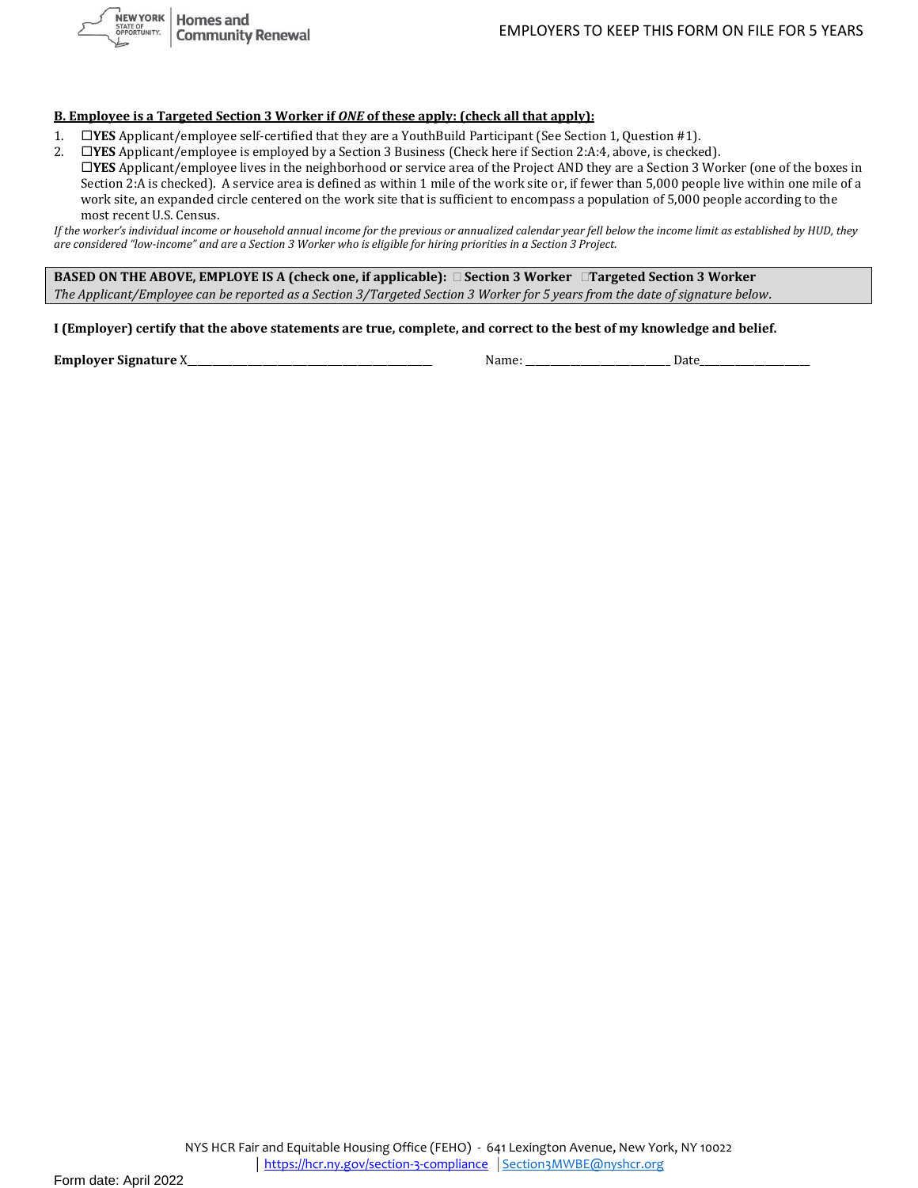**B. Employee is a Targeted Section 3 Worker if *ONE* of these apply: (check all that apply):**

1. ☐**YES** Applicant/employee self-certified that they are a YouthBuild Participant (See Section 1, Question #1).
2. ☐**YES** Applicant/employee is employed by a Section 3 Business (Check here if Section 2:A:4, above, is checked).
   ☐**YES** Applicant/employee lives in the neighborhood or service area of the Project AND they are a Section 3 Worker (one of the boxes in Section 2:A is checked). A service area is defined as within 1 mile of the work site or, if fewer than 5,000 people live within one mile of a work site, an expanded circle centered on the work site that is sufficient to encompass a population of 5,000 people according to the most recent U.S. Census.

*If the worker's individual income or household annual income for the previous or annualized calendar year fell below the income limit as established by HUD, they are considered "low-income" and are a Section 3 Worker who is eligible for hiring priorities in a Section 3 Project.*

**BASED ON THE ABOVE, EMPLOYE IS A (check one, if applicable):** ☐ **Section 3 Worker** ☐**Targeted Section 3 Worker**
*The Applicant/Employee can be reported as a Section 3/Targeted Section 3 Worker for 5 years from the date of signature below.*

**I (Employer) certify that the above statements are true, complete, and correct to the best of my knowledge and belief.**

**Employer Signature** X_______________________________________ Name: _______________________ Date__________________

NYS HCR Fair and Equitable Housing Office (FEHO) - 641 Lexington Avenue, New York, NY 10022
| https://hcr.ny.gov/section-3-compliance | Section3MWBE@nyshcr.org

Form date: April 2022